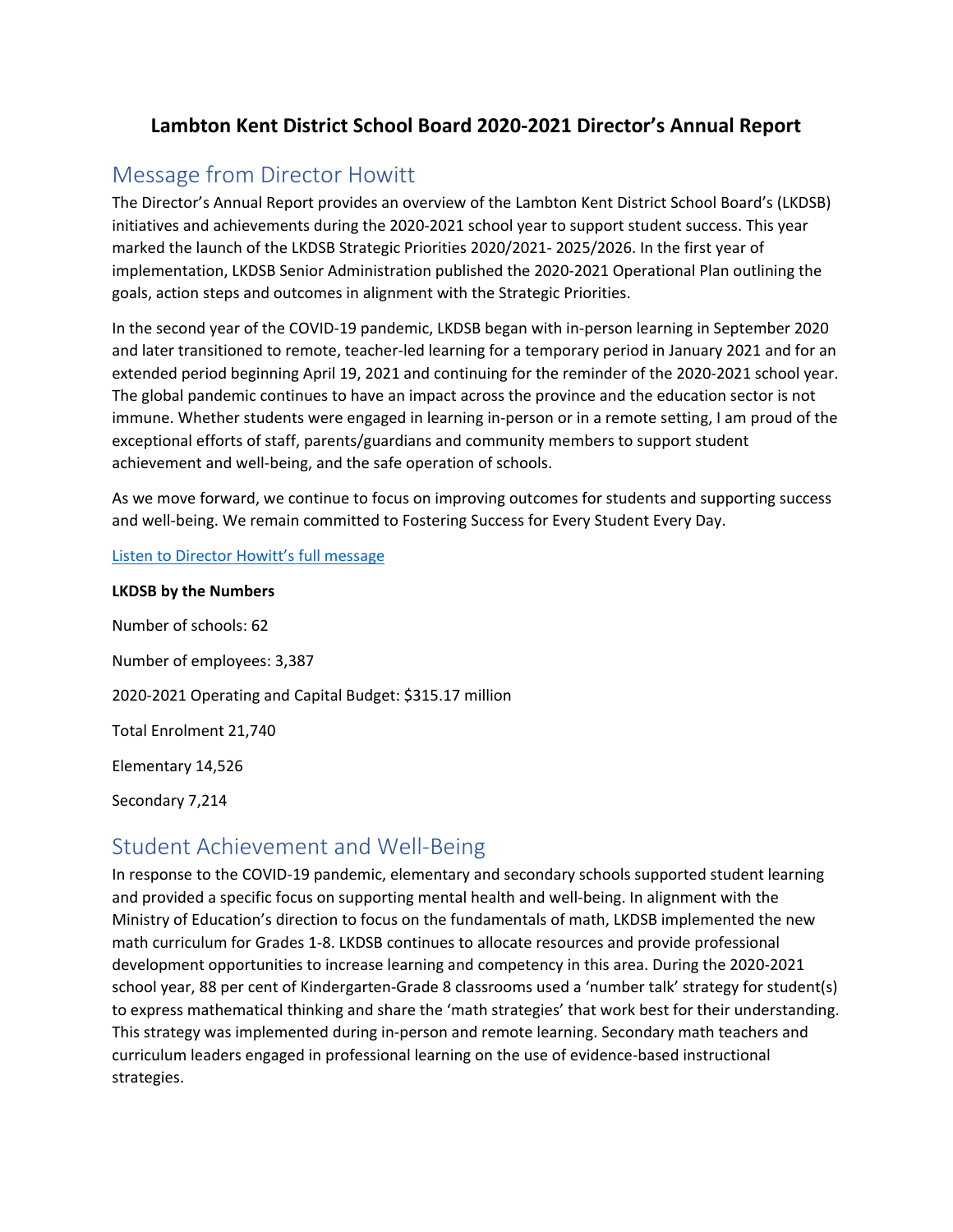# Lambton Kent District School Board 2020-2021 Director's Annual Report

## Message from Director Howitt

The Director's Annual Report provides an overview of the Lambton Kent District School Board's (LKDSB) initiatives and achievements during the 2020-2021 school year to support student success. This year marked the launch of the LKDSB Strategic Priorities 2020/2021- 2025/2026. In the first year of implementation, LKDSB Senior Administration published the 2020-2021 Operational Plan outlining the goals, action steps and outcomes in alignment with the Strategic Priorities.

In the second year of the COVID-19 pandemic, LKDSB began with in-person learning in September 2020 and later transitioned to remote, teacher-led learning for a temporary period in January 2021 and for an extended period beginning April 19, 2021 and continuing for the reminder of the 2020-2021 school year. The global pandemic continues to have an impact across the province and the education sector is not immune. Whether students were engaged in learning in-person or in a remote setting, I am proud of the exceptional efforts of staff, parents/guardians and community members to support student achievement and well-being, and the safe operation of schools.

As we move forward, we continue to focus on improving outcomes for students and supporting success and well-being. We remain committed to Fostering Success for Every Student Every Day.

Listen to Director Howitt's full message

**LKDSB by the Numbers**

Number of schools: 62

Number of employees: 3,387

2020-2021 Operating and Capital Budget: $315.17 million

Total Enrolment 21,740

Elementary 14,526

Secondary 7,214

## Student Achievement and Well-Being

In response to the COVID-19 pandemic, elementary and secondary schools supported student learning and provided a specific focus on supporting mental health and well-being. In alignment with the Ministry of Education's direction to focus on the fundamentals of math, LKDSB implemented the new math curriculum for Grades 1-8. LKDSB continues to allocate resources and provide professional development opportunities to increase learning and competency in this area. During the 2020-2021 school year, 88 per cent of Kindergarten-Grade 8 classrooms used a 'number talk' strategy for student(s) to express mathematical thinking and share the 'math strategies' that work best for their understanding. This strategy was implemented during in-person and remote learning. Secondary math teachers and curriculum leaders engaged in professional learning on the use of evidence-based instructional strategies.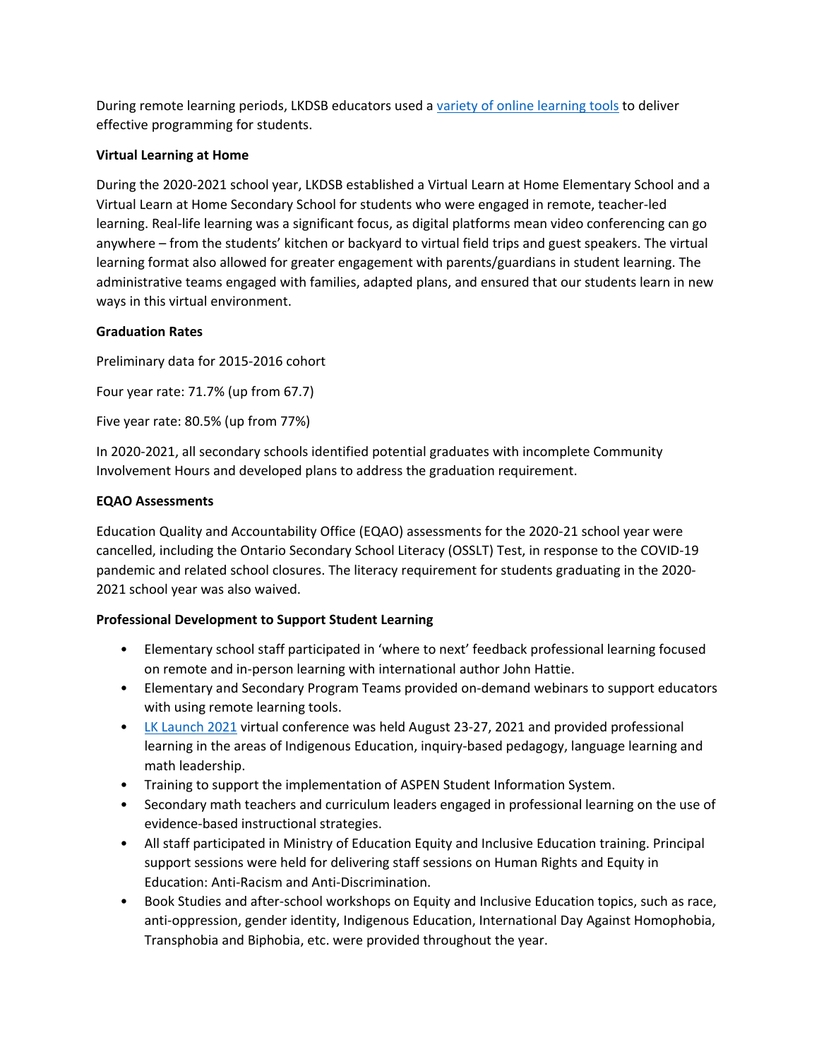During remote learning periods, LKDSB educators used a [variety of online learning tools] to deliver effective programming for students.

**Virtual Learning at Home**

During the 2020-2021 school year, LKDSB established a Virtual Learn at Home Elementary School and a Virtual Learn at Home Secondary School for students who were engaged in remote, teacher-led learning. Real-life learning was a significant focus, as digital platforms mean video conferencing can go anywhere – from the students' kitchen or backyard to virtual field trips and guest speakers. The virtual learning format also allowed for greater engagement with parents/guardians in student learning. The administrative teams engaged with families, adapted plans, and ensured that our students learn in new ways in this virtual environment.

**Graduation Rates**

Preliminary data for 2015-2016 cohort

Four year rate: 71.7% (up from 67.7)

Five year rate: 80.5% (up from 77%)

In 2020-2021, all secondary schools identified potential graduates with incomplete Community Involvement Hours and developed plans to address the graduation requirement.

**EQAO Assessments**

Education Quality and Accountability Office (EQAO) assessments for the 2020-21 school year were cancelled, including the Ontario Secondary School Literacy (OSSLT) Test, in response to the COVID-19 pandemic and related school closures. The literacy requirement for students graduating in the 2020-2021 school year was also waived.

**Professional Development to Support Student Learning**

- Elementary school staff participated in 'where to next' feedback professional learning focused on remote and in-person learning with international author John Hattie.
- Elementary and Secondary Program Teams provided on-demand webinars to support educators with using remote learning tools.
- [LK Launch 2021] virtual conference was held August 23-27, 2021 and provided professional learning in the areas of Indigenous Education, inquiry-based pedagogy, language learning and math leadership.
- Training to support the implementation of ASPEN Student Information System.
- Secondary math teachers and curriculum leaders engaged in professional learning on the use of evidence-based instructional strategies.
- All staff participated in Ministry of Education Equity and Inclusive Education training. Principal support sessions were held for delivering staff sessions on Human Rights and Equity in Education: Anti-Racism and Anti-Discrimination.
- Book Studies and after-school workshops on Equity and Inclusive Education topics, such as race, anti-oppression, gender identity, Indigenous Education, International Day Against Homophobia, Transphobia and Biphobia, etc. were provided throughout the year.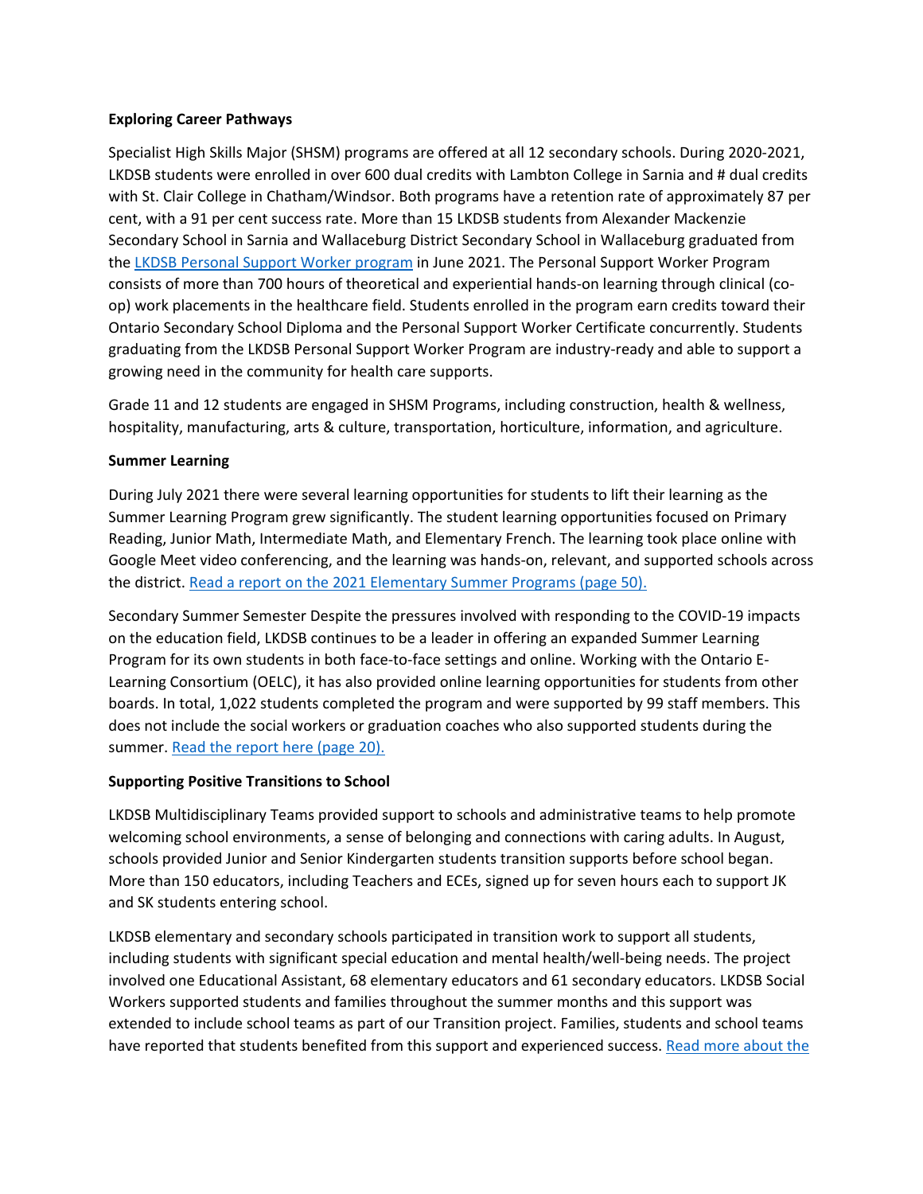**Exploring Career Pathways**

Specialist High Skills Major (SHSM) programs are offered at all 12 secondary schools. During 2020-2021, LKDSB students were enrolled in over 600 dual credits with Lambton College in Sarnia and # dual credits with St. Clair College in Chatham/Windsor. Both programs have a retention rate of approximately 87 per cent, with a 91 per cent success rate. More than 15 LKDSB students from Alexander Mackenzie Secondary School in Sarnia and Wallaceburg District Secondary School in Wallaceburg graduated from the LKDSB Personal Support Worker program in June 2021. The Personal Support Worker Program consists of more than 700 hours of theoretical and experiential hands-on learning through clinical (co-op) work placements in the healthcare field. Students enrolled in the program earn credits toward their Ontario Secondary School Diploma and the Personal Support Worker Certificate concurrently. Students graduating from the LKDSB Personal Support Worker Program are industry-ready and able to support a growing need in the community for health care supports.

Grade 11 and 12 students are engaged in SHSM Programs, including construction, health & wellness, hospitality, manufacturing, arts & culture, transportation, horticulture, information, and agriculture.

**Summer Learning**

During July 2021 there were several learning opportunities for students to lift their learning as the Summer Learning Program grew significantly. The student learning opportunities focused on Primary Reading, Junior Math, Intermediate Math, and Elementary French. The learning took place online with Google Meet video conferencing, and the learning was hands-on, relevant, and supported schools across the district. Read a report on the 2021 Elementary Summer Programs (page 50).

Secondary Summer Semester Despite the pressures involved with responding to the COVID-19 impacts on the education field, LKDSB continues to be a leader in offering an expanded Summer Learning Program for its own students in both face-to-face settings and online. Working with the Ontario E-Learning Consortium (OELC), it has also provided online learning opportunities for students from other boards. In total, 1,022 students completed the program and were supported by 99 staff members. This does not include the social workers or graduation coaches who also supported students during the summer. Read the report here (page 20).

**Supporting Positive Transitions to School**

LKDSB Multidisciplinary Teams provided support to schools and administrative teams to help promote welcoming school environments, a sense of belonging and connections with caring adults. In August, schools provided Junior and Senior Kindergarten students transition supports before school began. More than 150 educators, including Teachers and ECEs, signed up for seven hours each to support JK and SK students entering school.

LKDSB elementary and secondary schools participated in transition work to support all students, including students with significant special education and mental health/well-being needs. The project involved one Educational Assistant, 68 elementary educators and 61 secondary educators. LKDSB Social Workers supported students and families throughout the summer months and this support was extended to include school teams as part of our Transition project. Families, students and school teams have reported that students benefited from this support and experienced success. Read more about the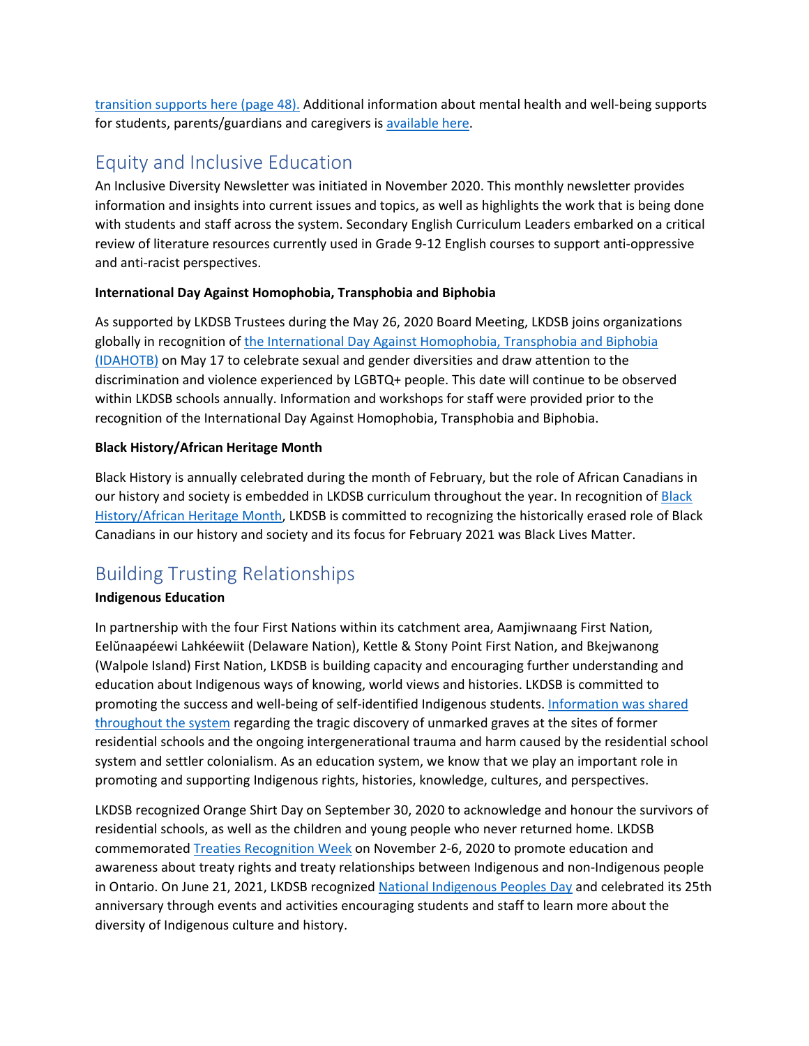transition supports here (page 48). Additional information about mental health and well-being supports for students, parents/guardians and caregivers is available here.

## Equity and Inclusive Education

An Inclusive Diversity Newsletter was initiated in November 2020. This monthly newsletter provides information and insights into current issues and topics, as well as highlights the work that is being done with students and staff across the system. Secondary English Curriculum Leaders embarked on a critical review of literature resources currently used in Grade 9-12 English courses to support anti-oppressive and anti-racist perspectives.

**International Day Against Homophobia, Transphobia and Biphobia**

As supported by LKDSB Trustees during the May 26, 2020 Board Meeting, LKDSB joins organizations globally in recognition of the International Day Against Homophobia, Transphobia and Biphobia (IDAHOTB) on May 17 to celebrate sexual and gender diversities and draw attention to the discrimination and violence experienced by LGBTQ+ people. This date will continue to be observed within LKDSB schools annually. Information and workshops for staff were provided prior to the recognition of the International Day Against Homophobia, Transphobia and Biphobia.

**Black History/African Heritage Month**

Black History is annually celebrated during the month of February, but the role of African Canadians in our history and society is embedded in LKDSB curriculum throughout the year. In recognition of Black History/African Heritage Month, LKDSB is committed to recognizing the historically erased role of Black Canadians in our history and society and its focus for February 2021 was Black Lives Matter.

## Building Trusting Relationships

**Indigenous Education**

In partnership with the four First Nations within its catchment area, Aamjiwnaang First Nation, Eelŭnaapéewi Lahkéewiit (Delaware Nation), Kettle & Stony Point First Nation, and Bkejwanong (Walpole Island) First Nation, LKDSB is building capacity and encouraging further understanding and education about Indigenous ways of knowing, world views and histories. LKDSB is committed to promoting the success and well-being of self-identified Indigenous students. Information was shared throughout the system regarding the tragic discovery of unmarked graves at the sites of former residential schools and the ongoing intergenerational trauma and harm caused by the residential school system and settler colonialism. As an education system, we know that we play an important role in promoting and supporting Indigenous rights, histories, knowledge, cultures, and perspectives.

LKDSB recognized Orange Shirt Day on September 30, 2020 to acknowledge and honour the survivors of residential schools, as well as the children and young people who never returned home. LKDSB commemorated Treaties Recognition Week on November 2-6, 2020 to promote education and awareness about treaty rights and treaty relationships between Indigenous and non-Indigenous people in Ontario. On June 21, 2021, LKDSB recognized National Indigenous Peoples Day and celebrated its 25th anniversary through events and activities encouraging students and staff to learn more about the diversity of Indigenous culture and history.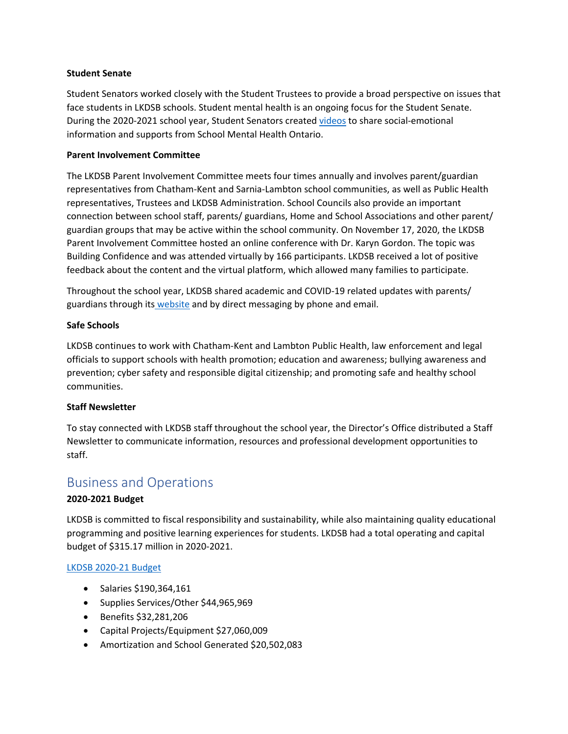**Student Senate**

Student Senators worked closely with the Student Trustees to provide a broad perspective on issues that face students in LKDSB schools. Student mental health is an ongoing focus for the Student Senate. During the 2020-2021 school year, Student Senators created videos to share social-emotional information and supports from School Mental Health Ontario.

**Parent Involvement Committee**

The LKDSB Parent Involvement Committee meets four times annually and involves parent/guardian representatives from Chatham-Kent and Sarnia-Lambton school communities, as well as Public Health representatives, Trustees and LKDSB Administration. School Councils also provide an important connection between school staff, parents/ guardians, Home and School Associations and other parent/ guardian groups that may be active within the school community. On November 17, 2020, the LKDSB Parent Involvement Committee hosted an online conference with Dr. Karyn Gordon. The topic was Building Confidence and was attended virtually by 166 participants. LKDSB received a lot of positive feedback about the content and the virtual platform, which allowed many families to participate.

Throughout the school year, LKDSB shared academic and COVID-19 related updates with parents/ guardians through its website and by direct messaging by phone and email.

**Safe Schools**

LKDSB continues to work with Chatham-Kent and Lambton Public Health, law enforcement and legal officials to support schools with health promotion; education and awareness; bullying awareness and prevention; cyber safety and responsible digital citizenship; and promoting safe and healthy school communities.

**Staff Newsletter**

To stay connected with LKDSB staff throughout the school year, the Director's Office distributed a Staff Newsletter to communicate information, resources and professional development opportunities to staff.

## Business and Operations

**2020-2021 Budget**

LKDSB is committed to fiscal responsibility and sustainability, while also maintaining quality educational programming and positive learning experiences for students. LKDSB had a total operating and capital budget of $315.17 million in 2020-2021.

LKDSB 2020-21 Budget

- Salaries $190,364,161
- Supplies Services/Other $44,965,969
- Benefits $32,281,206
- Capital Projects/Equipment $27,060,009
- Amortization and School Generated $20,502,083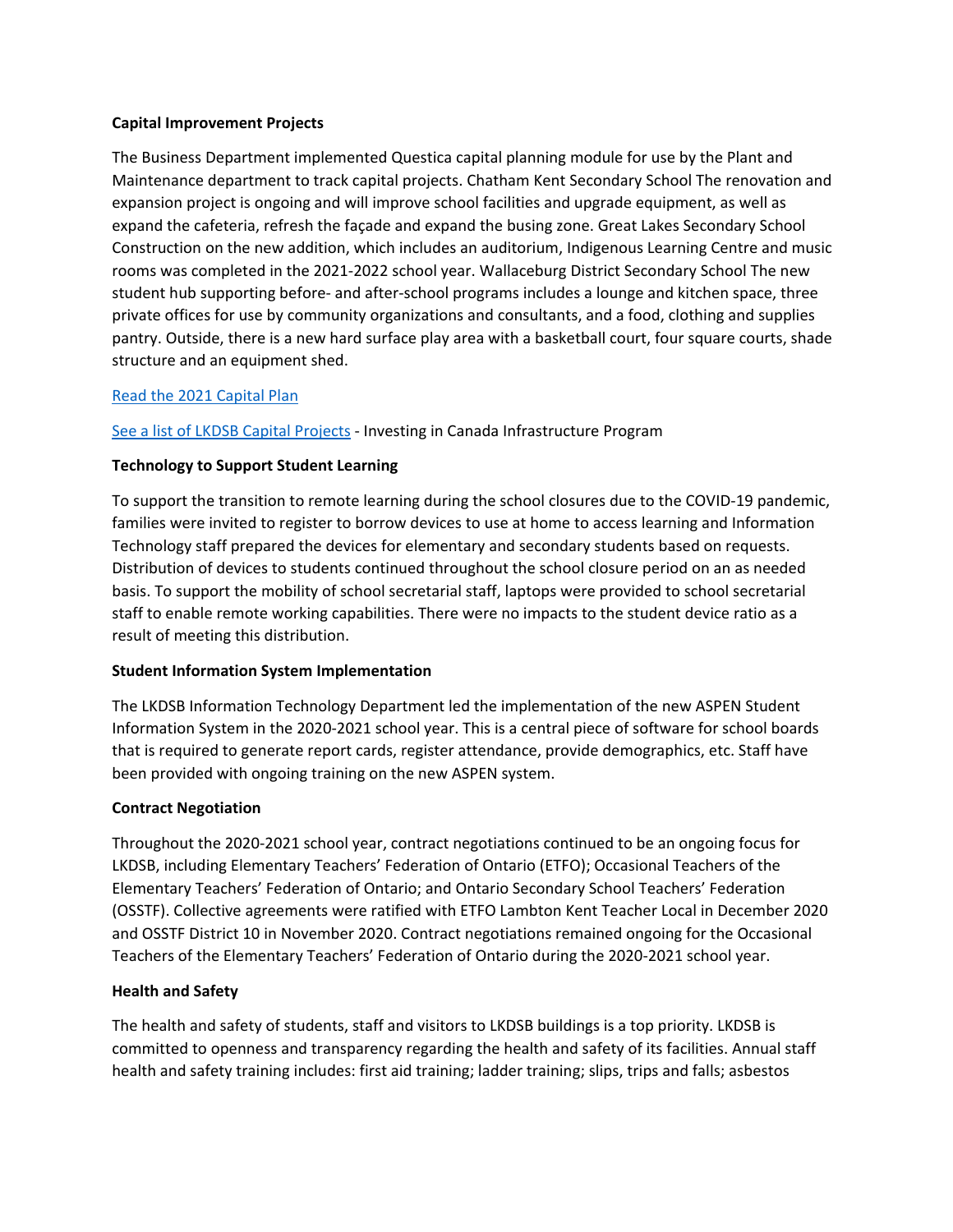**Capital Improvement Projects**

The Business Department implemented Questica capital planning module for use by the Plant and Maintenance department to track capital projects. Chatham Kent Secondary School The renovation and expansion project is ongoing and will improve school facilities and upgrade equipment, as well as expand the cafeteria, refresh the façade and expand the busing zone. Great Lakes Secondary School Construction on the new addition, which includes an auditorium, Indigenous Learning Centre and music rooms was completed in the 2021-2022 school year. Wallaceburg District Secondary School The new student hub supporting before- and after-school programs includes a lounge and kitchen space, three private offices for use by community organizations and consultants, and a food, clothing and supplies pantry. Outside, there is a new hard surface play area with a basketball court, four square courts, shade structure and an equipment shed.

Read the 2021 Capital Plan

See a list of LKDSB Capital Projects - Investing in Canada Infrastructure Program

**Technology to Support Student Learning**

To support the transition to remote learning during the school closures due to the COVID-19 pandemic, families were invited to register to borrow devices to use at home to access learning and Information Technology staff prepared the devices for elementary and secondary students based on requests. Distribution of devices to students continued throughout the school closure period on an as needed basis. To support the mobility of school secretarial staff, laptops were provided to school secretarial staff to enable remote working capabilities. There were no impacts to the student device ratio as a result of meeting this distribution.

**Student Information System Implementation**

The LKDSB Information Technology Department led the implementation of the new ASPEN Student Information System in the 2020-2021 school year. This is a central piece of software for school boards that is required to generate report cards, register attendance, provide demographics, etc. Staff have been provided with ongoing training on the new ASPEN system.

**Contract Negotiation**

Throughout the 2020-2021 school year, contract negotiations continued to be an ongoing focus for LKDSB, including Elementary Teachers' Federation of Ontario (ETFO); Occasional Teachers of the Elementary Teachers' Federation of Ontario; and Ontario Secondary School Teachers' Federation (OSSTF). Collective agreements were ratified with ETFO Lambton Kent Teacher Local in December 2020 and OSSTF District 10 in November 2020. Contract negotiations remained ongoing for the Occasional Teachers of the Elementary Teachers' Federation of Ontario during the 2020-2021 school year.

**Health and Safety**

The health and safety of students, staff and visitors to LKDSB buildings is a top priority. LKDSB is committed to openness and transparency regarding the health and safety of its facilities. Annual staff health and safety training includes: first aid training; ladder training; slips, trips and falls; asbestos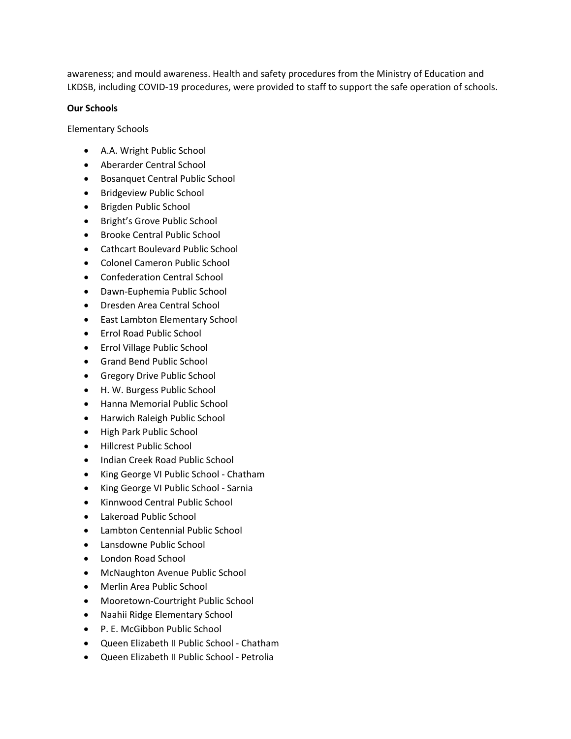awareness; and mould awareness. Health and safety procedures from the Ministry of Education and LKDSB, including COVID-19 procedures, were provided to staff to support the safe operation of schools.

**Our Schools**

Elementary Schools

- A.A. Wright Public School
- Aberarder Central School
- Bosanquet Central Public School
- Bridgeview Public School
- Brigden Public School
- Bright's Grove Public School
- Brooke Central Public School
- Cathcart Boulevard Public School
- Colonel Cameron Public School
- Confederation Central School
- Dawn-Euphemia Public School
- Dresden Area Central School
- East Lambton Elementary School
- Errol Road Public School
- Errol Village Public School
- Grand Bend Public School
- Gregory Drive Public School
- H. W. Burgess Public School
- Hanna Memorial Public School
- Harwich Raleigh Public School
- High Park Public School
- Hillcrest Public School
- Indian Creek Road Public School
- King George VI Public School - Chatham
- King George VI Public School - Sarnia
- Kinnwood Central Public School
- Lakeroad Public School
- Lambton Centennial Public School
- Lansdowne Public School
- London Road School
- McNaughton Avenue Public School
- Merlin Area Public School
- Mooretown-Courtright Public School
- Naahii Ridge Elementary School
- P. E. McGibbon Public School
- Queen Elizabeth II Public School - Chatham
- Queen Elizabeth II Public School - Petrolia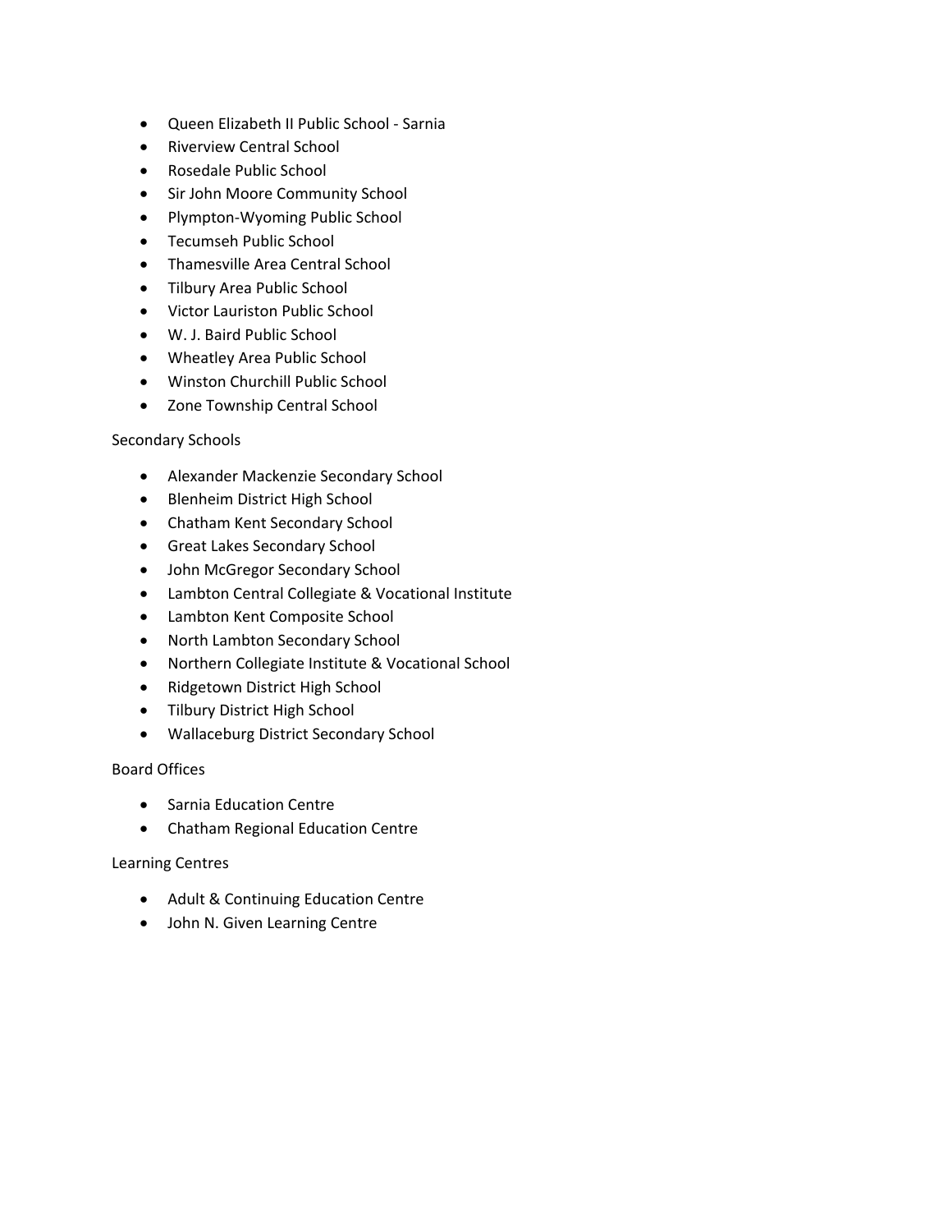- Queen Elizabeth II Public School - Sarnia
- Riverview Central School
- Rosedale Public School
- Sir John Moore Community School
- Plympton-Wyoming Public School
- Tecumseh Public School
- Thamesville Area Central School
- Tilbury Area Public School
- Victor Lauriston Public School
- W. J. Baird Public School
- Wheatley Area Public School
- Winston Churchill Public School
- Zone Township Central School

Secondary Schools

- Alexander Mackenzie Secondary School
- Blenheim District High School
- Chatham Kent Secondary School
- Great Lakes Secondary School
- John McGregor Secondary School
- Lambton Central Collegiate & Vocational Institute
- Lambton Kent Composite School
- North Lambton Secondary School
- Northern Collegiate Institute & Vocational School
- Ridgetown District High School
- Tilbury District High School
- Wallaceburg District Secondary School

Board Offices

- Sarnia Education Centre
- Chatham Regional Education Centre

Learning Centres

- Adult & Continuing Education Centre
- John N. Given Learning Centre